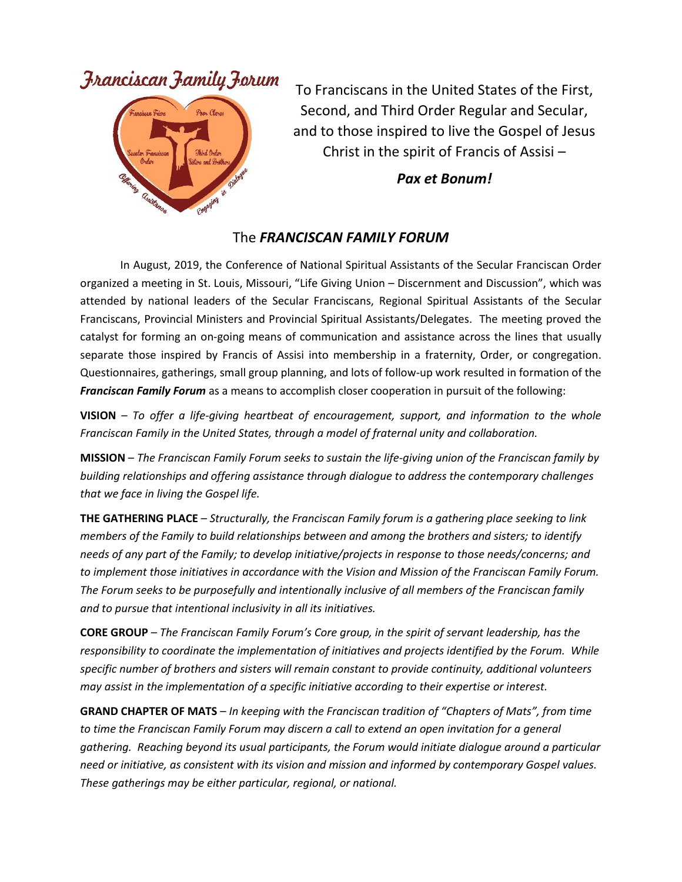Franciscan Family Forum

To Franciscans in the United States of the First, Second, and Third Order Regular and Secular, and to those inspired to live the Gospel of Jesus Christ in the spirit of Francis of Assisi –

***Pax et Bonum!***

## The *FRANCISCAN FAMILY FORUM*

In August, 2019, the Conference of National Spiritual Assistants of the Secular Franciscan Order organized a meeting in St. Louis, Missouri, "Life Giving Union – Discernment and Discussion", which was attended by national leaders of the Secular Franciscans, Regional Spiritual Assistants of the Secular Franciscans, Provincial Ministers and Provincial Spiritual Assistants/Delegates. The meeting proved the catalyst for forming an on-going means of communication and assistance across the lines that usually separate those inspired by Francis of Assisi into membership in a fraternity, Order, or congregation. Questionnaires, gatherings, small group planning, and lots of follow-up work resulted in formation of the ***Franciscan Family Forum*** as a means to accomplish closer cooperation in pursuit of the following:

**VISION** – *To offer a life-giving heartbeat of encouragement, support, and information to the whole Franciscan Family in the United States, through a model of fraternal unity and collaboration.*

**MISSION** – *The Franciscan Family Forum seeks to sustain the life-giving union of the Franciscan family by building relationships and offering assistance through dialogue to address the contemporary challenges that we face in living the Gospel life.*

**THE GATHERING PLACE** – *Structurally, the Franciscan Family forum is a gathering place seeking to link members of the Family to build relationships between and among the brothers and sisters; to identify needs of any part of the Family; to develop initiative/projects in response to those needs/concerns; and to implement those initiatives in accordance with the Vision and Mission of the Franciscan Family Forum. The Forum seeks to be purposefully and intentionally inclusive of all members of the Franciscan family and to pursue that intentional inclusivity in all its initiatives.*

**CORE GROUP** – *The Franciscan Family Forum's Core group, in the spirit of servant leadership, has the responsibility to coordinate the implementation of initiatives and projects identified by the Forum. While specific number of brothers and sisters will remain constant to provide continuity, additional volunteers may assist in the implementation of a specific initiative according to their expertise or interest.*

**GRAND CHAPTER OF MATS** – *In keeping with the Franciscan tradition of "Chapters of Mats", from time to time the Franciscan Family Forum may discern a call to extend an open invitation for a general gathering. Reaching beyond its usual participants, the Forum would initiate dialogue around a particular need or initiative, as consistent with its vision and mission and informed by contemporary Gospel values. These gatherings may be either particular, regional, or national.*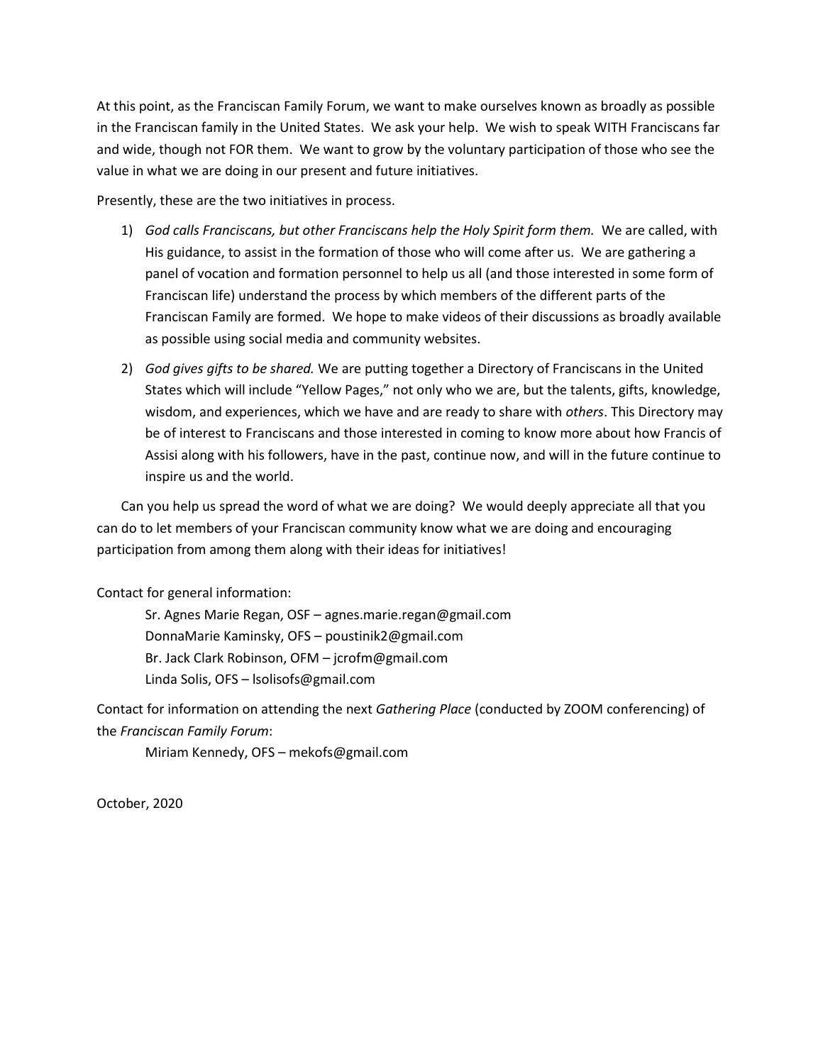At this point, as the Franciscan Family Forum, we want to make ourselves known as broadly as possible in the Franciscan family in the United States. We ask your help. We wish to speak WITH Franciscans far and wide, though not FOR them. We want to grow by the voluntary participation of those who see the value in what we are doing in our present and future initiatives.

Presently, these are the two initiatives in process.

1) *God calls Franciscans, but other Franciscans help the Holy Spirit form them.* We are called, with His guidance, to assist in the formation of those who will come after us. We are gathering a panel of vocation and formation personnel to help us all (and those interested in some form of Franciscan life) understand the process by which members of the different parts of the Franciscan Family are formed. We hope to make videos of their discussions as broadly available as possible using social media and community websites.

2) *God gives gifts to be shared.* We are putting together a Directory of Franciscans in the United States which will include "Yellow Pages," not only who we are, but the talents, gifts, knowledge, wisdom, and experiences, which we have and are ready to share with *others*. This Directory may be of interest to Franciscans and those interested in coming to know more about how Francis of Assisi along with his followers, have in the past, continue now, and will in the future continue to inspire us and the world.

Can you help us spread the word of what we are doing? We would deeply appreciate all that you can do to let members of your Franciscan community know what we are doing and encouraging participation from among them along with their ideas for initiatives!

Contact for general information:

Sr. Agnes Marie Regan, OSF – agnes.marie.regan@gmail.com
DonnaMarie Kaminsky, OFS – poustinik2@gmail.com
Br. Jack Clark Robinson, OFM – jcrofm@gmail.com
Linda Solis, OFS – lsolisofs@gmail.com

Contact for information on attending the next *Gathering Place* (conducted by ZOOM conferencing) of the *Franciscan Family Forum*:

Miriam Kennedy, OFS – mekofs@gmail.com

October, 2020